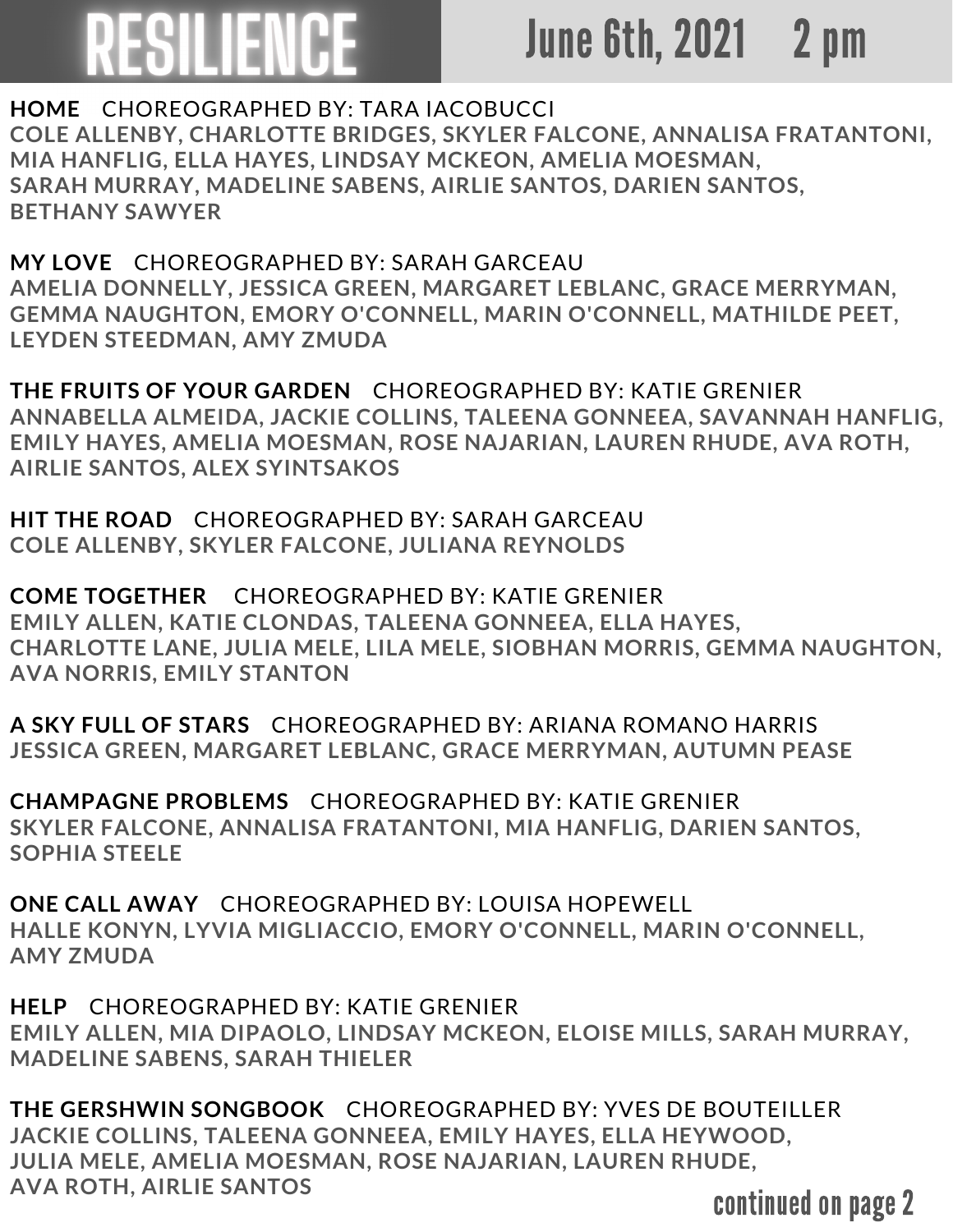# RESILIENCE

## June 6th, 2021 2 pm

**HOME** CHOREOGRAPHED BY: TARA IACOBUCCI
COLE ALLENBY, CHARLOTTE BRIDGES, SKYLER FALCONE, ANNALISA FRATANTONI, MIA HANFLIG, ELLA HAYES, LINDSAY MCKEON, AMELIA MOESMAN, SARAH MURRAY, MADELINE SABENS, AIRLIE SANTOS, DARIEN SANTOS, BETHANY SAWYER

**MY LOVE** CHOREOGRAPHED BY: SARAH GARCEAU
AMELIA DONNELLY, JESSICA GREEN, MARGARET LEBLANC, GRACE MERRYMAN, GEMMA NAUGHTON, EMORY O'CONNELL, MARIN O'CONNELL, MATHILDE PEET, LEYDEN STEEDMAN, AMY ZMUDA

**THE FRUITS OF YOUR GARDEN** CHOREOGRAPHED BY: KATIE GRENIER
ANNABELLA ALMEIDA, JACKIE COLLINS, TALEENA GONNEEA, SAVANNAH HANFLIG, EMILY HAYES, AMELIA MOESMAN, ROSE NAJARIAN, LAUREN RHUDE, AVA ROTH, AIRLIE SANTOS, ALEX SYINTSAKOS

**HIT THE ROAD** CHOREOGRAPHED BY: SARAH GARCEAU
COLE ALLENBY, SKYLER FALCONE, JULIANA REYNOLDS

**COME TOGETHER** CHOREOGRAPHED BY: KATIE GRENIER
EMILY ALLEN, KATIE CLONDAS, TALEENA GONNEEA, ELLA HAYES, CHARLOTTE LANE, JULIA MELE, LILA MELE, SIOBHAN MORRIS, GEMMA NAUGHTON, AVA NORRIS, EMILY STANTON

**A SKY FULL OF STARS** CHOREOGRAPHED BY: ARIANA ROMANO HARRIS
JESSICA GREEN, MARGARET LEBLANC, GRACE MERRYMAN, AUTUMN PEASE

**CHAMPAGNE PROBLEMS** CHOREOGRAPHED BY: KATIE GRENIER
SKYLER FALCONE, ANNALISA FRATANTONI, MIA HANFLIG, DARIEN SANTOS, SOPHIA STEELE

**ONE CALL AWAY** CHOREOGRAPHED BY: LOUISA HOPEWELL
HALLE KONYN, LYVIA MIGLIACCIO, EMORY O'CONNELL, MARIN O'CONNELL, AMY ZMUDA

**HELP** CHOREOGRAPHED BY: KATIE GRENIER
EMILY ALLEN, MIA DIPAOLO, LINDSAY MCKEON, ELOISE MILLS, SARAH MURRAY, MADELINE SABENS, SARAH THIELER

**THE GERSHWIN SONGBOOK** CHOREOGRAPHED BY: YVES DE BOUTEILLER
JACKIE COLLINS, TALEENA GONNEEA, EMILY HAYES, ELLA HEYWOOD, JULIA MELE, AMELIA MOESMAN, ROSE NAJARIAN, LAUREN RHUDE, AVA ROTH, AIRLIE SANTOS

continued on page 2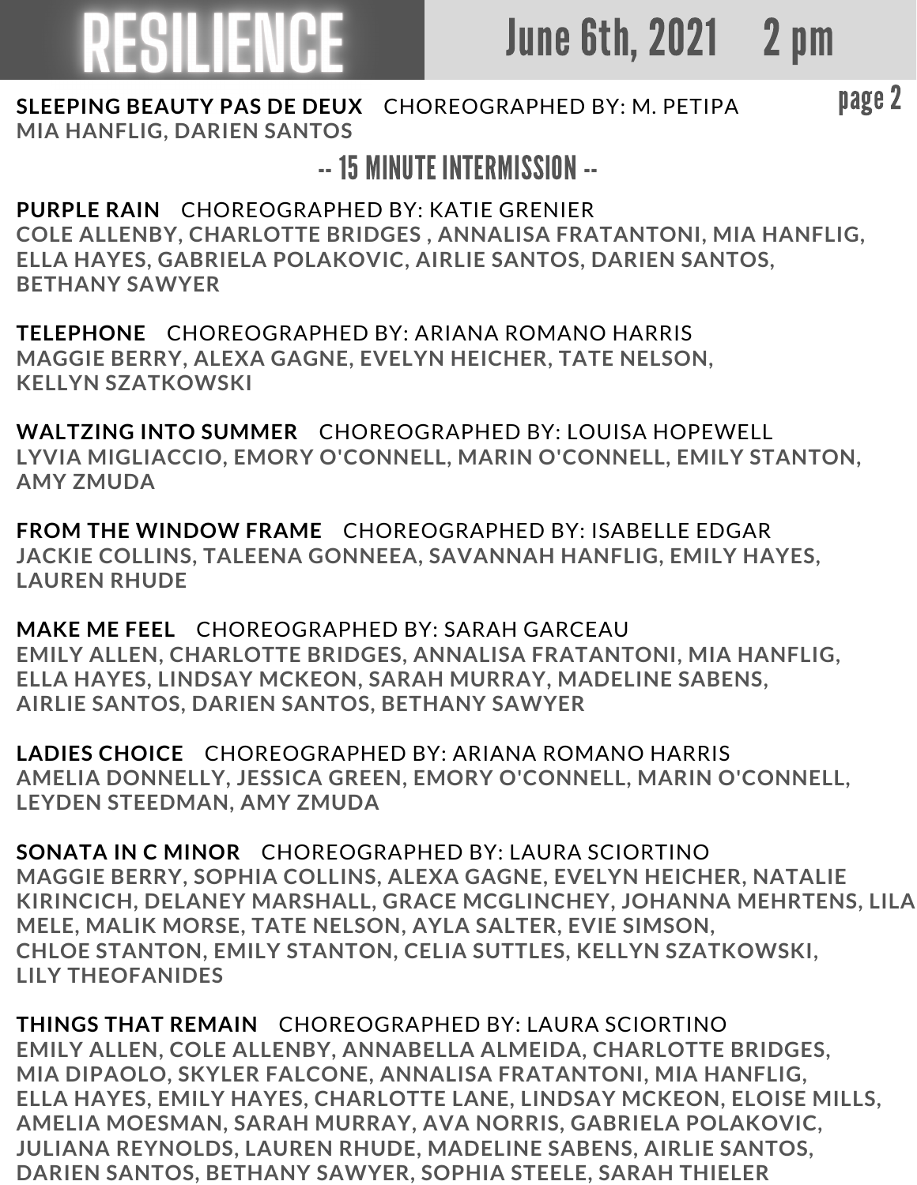# RESILIENCE

## June 6th, 2021 2 pm

**SLEEPING BEAUTY PAS DE DEUX** CHOREOGRAPHED BY: M. PETIPA
**MIA HANFLIG, DARIEN SANTOS**

### -- 15 MINUTE INTERMISSION --

**PURPLE RAIN** CHOREOGRAPHED BY: KATIE GRENIER
**COLE ALLENBY, CHARLOTTE BRIDGES , ANNALISA FRATANTONI, MIA HANFLIG, ELLA HAYES, GABRIELA POLAKOVIC, AIRLIE SANTOS, DARIEN SANTOS, BETHANY SAWYER**

**TELEPHONE** CHOREOGRAPHED BY: ARIANA ROMANO HARRIS
**MAGGIE BERRY, ALEXA GAGNE, EVELYN HEICHER, TATE NELSON, KELLYN SZATKOWSKI**

**WALTZING INTO SUMMER** CHOREOGRAPHED BY: LOUISA HOPEWELL
**LYVIA MIGLIACCIO, EMORY O'CONNELL, MARIN O'CONNELL, EMILY STANTON, AMY ZMUDA**

**FROM THE WINDOW FRAME** CHOREOGRAPHED BY: ISABELLE EDGAR
**JACKIE COLLINS, TALEENA GONNEEA, SAVANNAH HANFLIG, EMILY HAYES, LAUREN RHUDE**

**MAKE ME FEEL** CHOREOGRAPHED BY: SARAH GARCEAU
**EMILY ALLEN, CHARLOTTE BRIDGES, ANNALISA FRATANTONI, MIA HANFLIG, ELLA HAYES, LINDSAY MCKEON, SARAH MURRAY, MADELINE SABENS, AIRLIE SANTOS, DARIEN SANTOS, BETHANY SAWYER**

**LADIES CHOICE** CHOREOGRAPHED BY: ARIANA ROMANO HARRIS
**AMELIA DONNELLY, JESSICA GREEN, EMORY O'CONNELL, MARIN O'CONNELL, LEYDEN STEEDMAN, AMY ZMUDA**

**SONATA IN C MINOR** CHOREOGRAPHED BY: LAURA SCIORTINO
**MAGGIE BERRY, SOPHIA COLLINS, ALEXA GAGNE, EVELYN HEICHER, NATALIE KIRINCICH, DELANEY MARSHALL, GRACE MCGLINCHEY, JOHANNA MEHRTENS, LILA MELE, MALIK MORSE, TATE NELSON, AYLA SALTER, EVIE SIMSON, CHLOE STANTON, EMILY STANTON, CELIA SUTTLES, KELLYN SZATKOWSKI, LILY THEOFANIDES**

**THINGS THAT REMAIN** CHOREOGRAPHED BY: LAURA SCIORTINO
**EMILY ALLEN, COLE ALLENBY, ANNABELLA ALMEIDA, CHARLOTTE BRIDGES, MIA DIPAOLO, SKYLER FALCONE, ANNALISA FRATANTONI, MIA HANFLIG, ELLA HAYES, EMILY HAYES, CHARLOTTE LANE, LINDSAY MCKEON, ELOISE MILLS, AMELIA MOESMAN, SARAH MURRAY, AVA NORRIS, GABRIELA POLAKOVIC, JULIANA REYNOLDS, LAUREN RHUDE, MADELINE SABENS, AIRLIE SANTOS, DARIEN SANTOS, BETHANY SAWYER, SOPHIA STEELE, SARAH THIELER**